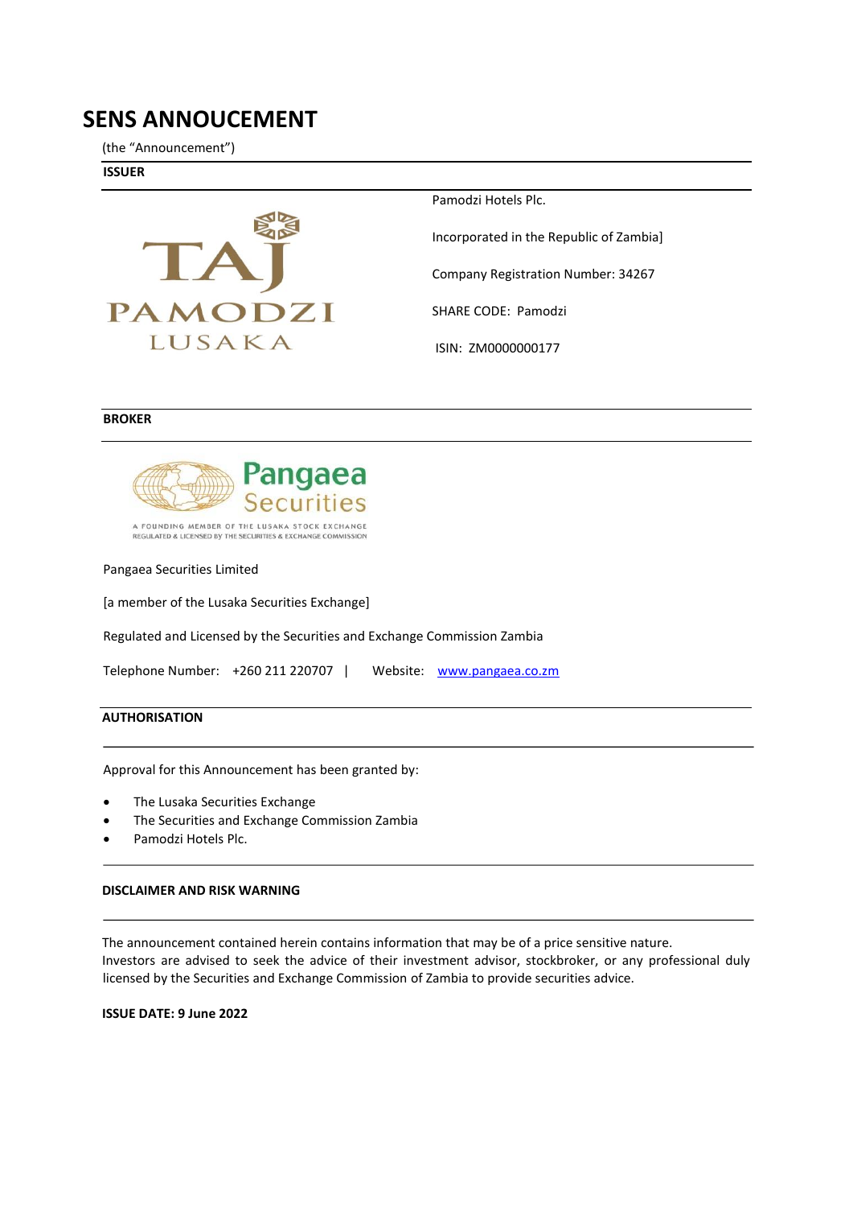# SENS ANNOUCEMENT

(the "Announcement")

**ISSUER**

Pamodzi Hotels Plc.

Incorporated in the Republic of Zambia]

Company Registration Number: 34267

SHARE CODE: Pamodzi

ISIN: ZM0000000177

**BROKER**

Pangaea Securities Limited

[a member of the Lusaka Securities Exchange]

Regulated and Licensed by the Securities and Exchange Commission Zambia

Telephone Number: +260 211 220707 | Website: www.pangaea.co.zm

**AUTHORISATION**

Approval for this Announcement has been granted by:

- The Lusaka Securities Exchange
- The Securities and Exchange Commission Zambia
- Pamodzi Hotels Plc.

**DISCLAIMER AND RISK WARNING**

The announcement contained herein contains information that may be of a price sensitive nature. Investors are advised to seek the advice of their investment advisor, stockbroker, or any professional duly licensed by the Securities and Exchange Commission of Zambia to provide securities advice.

**ISSUE DATE: 9 June 2022**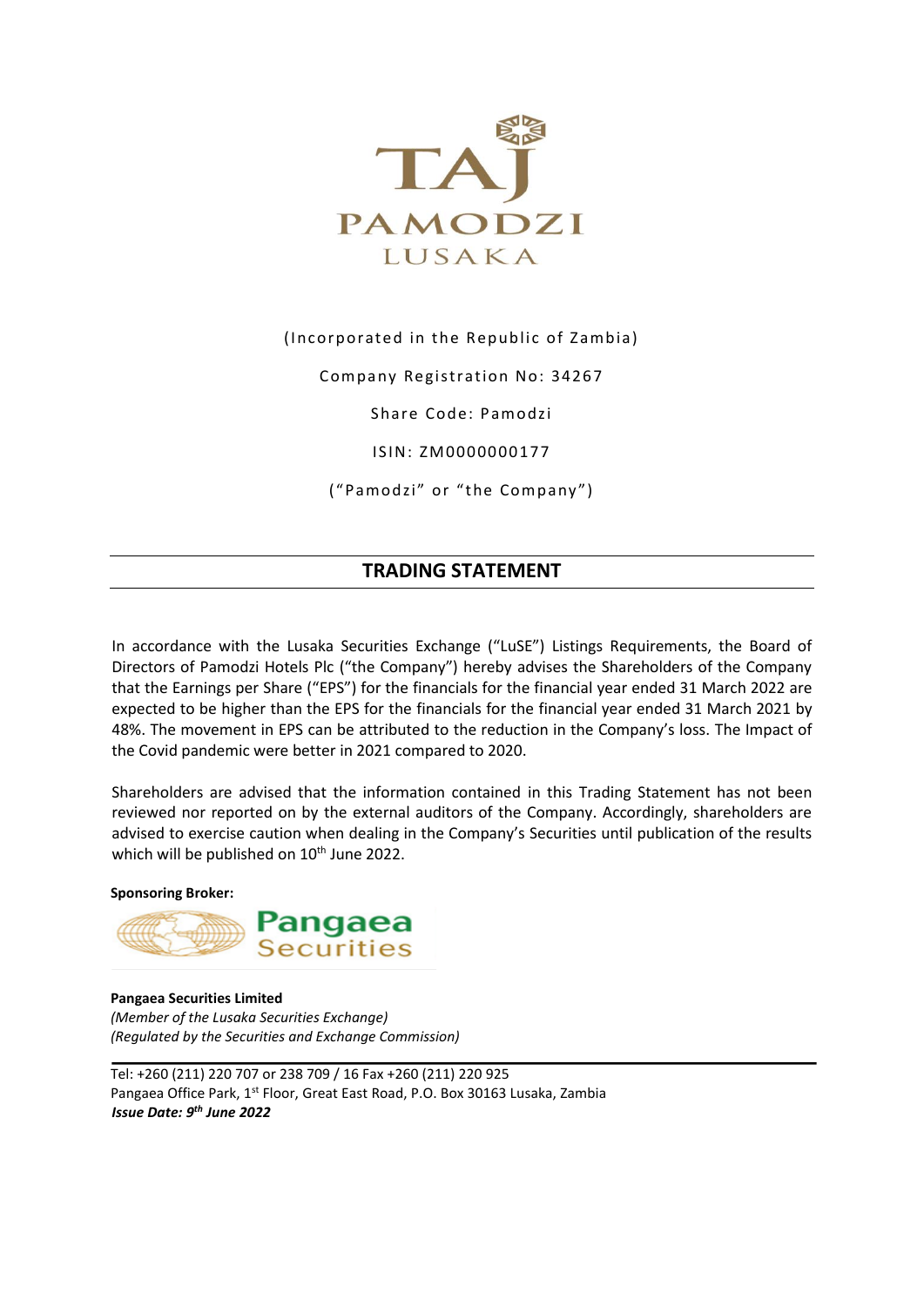TAJ PAMODZI LUSAKA

(Incorporated in the Republic of Zambia)

Company Registration No: 34267

Share Code: Pamodzi

ISIN: ZM0000000177

("Pamodzi" or "the Company")

## TRADING STATEMENT

In accordance with the Lusaka Securities Exchange ("LuSE") Listings Requirements, the Board of Directors of Pamodzi Hotels Plc ("the Company") hereby advises the Shareholders of the Company that the Earnings per Share ("EPS") for the financials for the financial year ended 31 March 2022 are expected to be higher than the EPS for the financials for the financial year ended 31 March 2021 by 48%. The movement in EPS can be attributed to the reduction in the Company's loss. The Impact of the Covid pandemic were better in 2021 compared to 2020.

Shareholders are advised that the information contained in this Trading Statement has not been reviewed nor reported on by the external auditors of the Company. Accordingly, shareholders are advised to exercise caution when dealing in the Company's Securities until publication of the results which will be published on 10th June 2022.

**Sponsoring Broker:**

Pangaea Securities

**Pangaea Securities Limited**
*(Member of the Lusaka Securities Exchange)*
*(Regulated by the Securities and Exchange Commission)*

Tel: +260 (211) 220 707 or 238 709 / 16 Fax +260 (211) 220 925
Pangaea Office Park, 1st Floor, Great East Road, P.O. Box 30163 Lusaka, Zambia
***Issue Date: 9th June 2022***